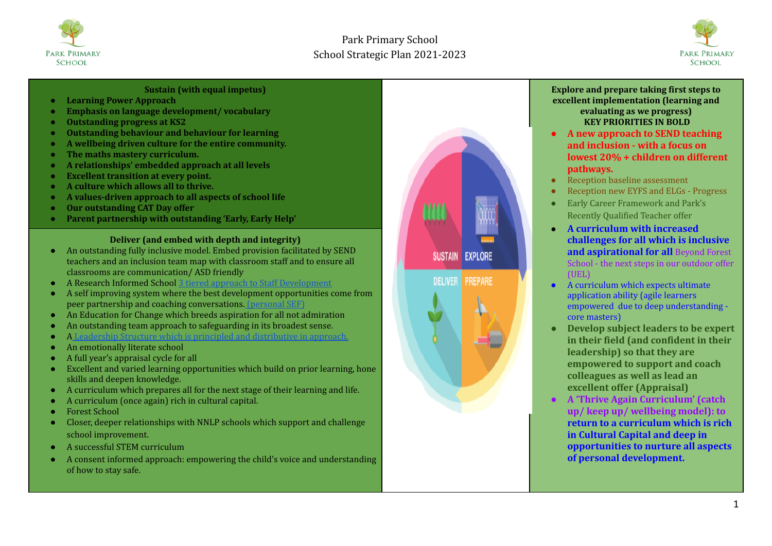# Park Primary School
## School Strategic Plan 2021-2023

### Sustain (with equal impetus)

- **Learning Power Approach**
- **Emphasis on language development/ vocabulary**
- **Outstanding progress at KS2**
- **Outstanding behaviour and behaviour for learning**
- **A wellbeing driven culture for the entire community.**
- **The maths mastery curriculum.**
- **A relationships' embedded approach at all levels**
- **Excellent transition at every point.**
- **A culture which allows all to thrive.**
- **A values-driven approach to all aspects of school life**
- **Our outstanding CAT Day offer**
- **Parent partnership with outstanding 'Early, Early Help'**

### Deliver (and embed with depth and integrity)

- An outstanding fully inclusive model. Embed provision facilitated by SEND teachers and an inclusion team map with classroom staff and to ensure all classrooms are communication/ ASD friendly
- A Research Informed School 3 tiered approach to Staff Development
- A self improving system where the best development opportunities come from peer partnership and coaching conversations. (personal SEF)
- An Education for Change which breeds aspiration for all not admiration
- An outstanding team approach to safeguarding in its broadest sense.
- A Leadership Structure which is principled and distributive in approach.
- An emotionally literate school
- A full year's appraisal cycle for all
- Excellent and varied learning opportunities which build on prior learning, hone skills and deepen knowledge.
- A curriculum which prepares all for the next stage of their learning and life.
- A curriculum (once again) rich in cultural capital.
- Forest School
- Closer, deeper relationships with NNLP schools which support and challenge school improvement.
- A successful STEM curriculum
- A consent informed approach: empowering the child's voice and understanding of how to stay safe.

SUSTAIN | EXPLORE | DELIVER | PREPARE

### Explore and prepare taking first steps to excellent implementation (learning and evaluating as we progress)

**KEY PRIORITIES IN BOLD**

- **A new approach to SEND teaching and inclusion - with a focus on lowest 20% + children on different pathways.**
- Reception baseline assessment
- Reception new EYFS and ELGs - Progress
- Early Career Framework and Park's Recently Qualified Teacher offer
- **A curriculum with increased challenges for all which is inclusive and aspirational for all** Beyond Forest School - the next steps in our outdoor offer (UEL)
- A curriculum which expects ultimate application ability (agile learners empowered due to deep understanding - core masters)
- **Develop subject leaders to be expert in their field (and confident in their leadership) so that they are empowered to support and coach colleagues as well as lead an excellent offer (Appraisal)**
- **A 'Thrive Again Curriculum' (catch up/ keep up/ wellbeing model): to return to a curriculum which is rich in Cultural Capital and deep in opportunities to nurture all aspects of personal development.**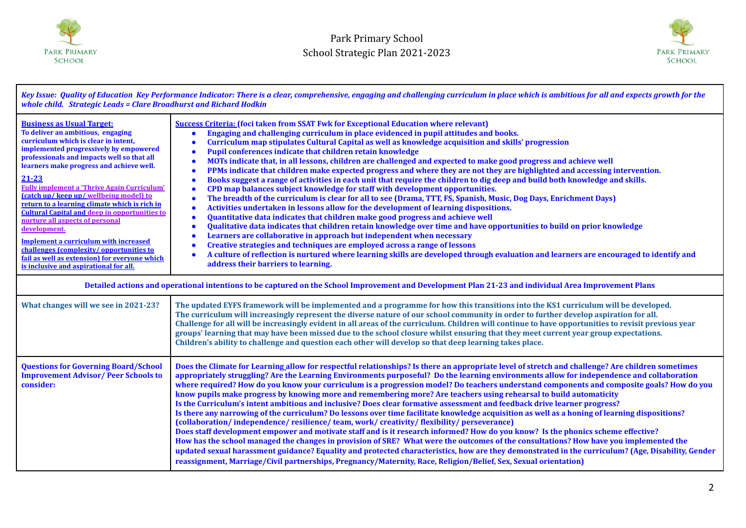# Park Primary School
## School Strategic Plan 2021-2023

| *Key Issue: Quality of Education Key Performance Indicator: There is a clear, comprehensive, engaging and challenging curriculum in place which is ambitious for all and expects growth for the whole child. Strategic Leads = Clare Broadhurst and Richard Hodkin* | |
|---|---|
| **Business as Usual Target:**<br>**To deliver an ambitious, engaging curriculum which is clear in intent, implemented progressively by empowered professionals and impacts well so that all learners make progress and achieve well.**<br><br>**21-23**<br>**Fully implement a 'Thrive Again Curriculum' (catch up/ keep up/ wellbeing model) to return to a learning climate which is rich in Cultural Capital and deep in opportunities to nurture all aspects of personal development.**<br><br>**Implement a curriculum with increased challenges (complexity/ opportunities to fail as well as extension) for everyone which is inclusive and aspirational for all.** | **Success Criteria: (foci taken from SSAT Fwk for Exceptional Education where relevant)**<br>• **Engaging and challenging curriculum in place evidenced in pupil attitudes and books.**<br>• **Curriculum map stipulates Cultural Capital as well as knowledge acquisition and skills' progression**<br>• **Pupil conferences indicate that children retain knowledge**<br>• **MOTs indicate that, in all lessons, children are challenged and expected to make good progress and achieve well**<br>• **PPMs indicate that children make expected progress and where they are not they are highlighted and accessing intervention.**<br>• **Books suggest a range of activities in each unit that require the children to dig deep and build both knowledge and skills.**<br>• **CPD map balances subject knowledge for staff with development opportunities.**<br>• **The breadth of the curriculum is clear for all to see (Drama, TTT, FS, Spanish, Music, Dog Days, Enrichment Days)**<br>• **Activities undertaken in lessons allow for the development of learning dispositions.**<br>• **Quantitative data indicates that children make good progress and achieve well**<br>• **Qualitative data indicates that children retain knowledge over time and have opportunities to build on prior knowledge**<br>• **Learners are collaborative in approach but independent when necessary**<br>• **Creative strategies and techniques are employed across a range of lessons**<br>• **A culture of reflection is nurtured where learning skills are developed through evaluation and learners are encouraged to identify and address their barriers to learning.** |
| **Detailed actions and operational intentions to be captured on the School Improvement and Development Plan 21-23 and individual Area Improvement Plans** | |
| **What changes will we see in 2021-23?** | **The updated EYFS framework will be implemented and a programme for how this transitions into the KS1 curriculum will be developed.**<br>**The curriculum will increasingly represent the diverse nature of our school community in order to further develop aspiration for all.**<br>**Challenge for all will be increasingly evident in all areas of the curriculum. Children will continue to have opportunities to revisit previous year groups' learning that may have been missed due to the school closure whilst ensuring that they meet current year group expectations.**<br>**Children's ability to challenge and question each other will develop so that deep learning takes place.** |
| **Questions for Governing Board/School Improvement Advisor/ Peer Schools to consider:** | **Does the Climate for Learning allow for respectful relationships? Is there an appropriate level of stretch and challenge? Are children sometimes appropriately struggling? Are the Learning Environments purposeful? Do the learning environments allow for independence and collaboration where required? How do you know your curriculum is a progression model? Do teachers understand components and composite goals? How do you know pupils make progress by knowing more and remembering more? Are teachers using rehearsal to build automaticity**<br>**Is the Curriculum's intent ambitious and inclusive? Does clear formative assessment and feedback drive learner progress?**<br>**Is there any narrowing of the curriculum? Do lessons over time facilitate knowledge acquisition as well as a honing of learning dispositions? (collaboration/ independence/ resilience/ team, work/ creativity/ flexibility/ perseverance)**<br>**Does staff development empower and motivate staff and is it research informed? How do you know? Is the phonics scheme effective?**<br>**How has the school managed the changes in provision of SRE? What were the outcomes of the consultations? How have you implemented the updated sexual harassment guidance? Equality and protected characteristics, how are they demonstrated in the curriculum? (Age, Disability, Gender reassignment, Marriage/Civil partnerships, Pregnancy/Maternity, Race, Religion/Belief, Sex, Sexual orientation)** |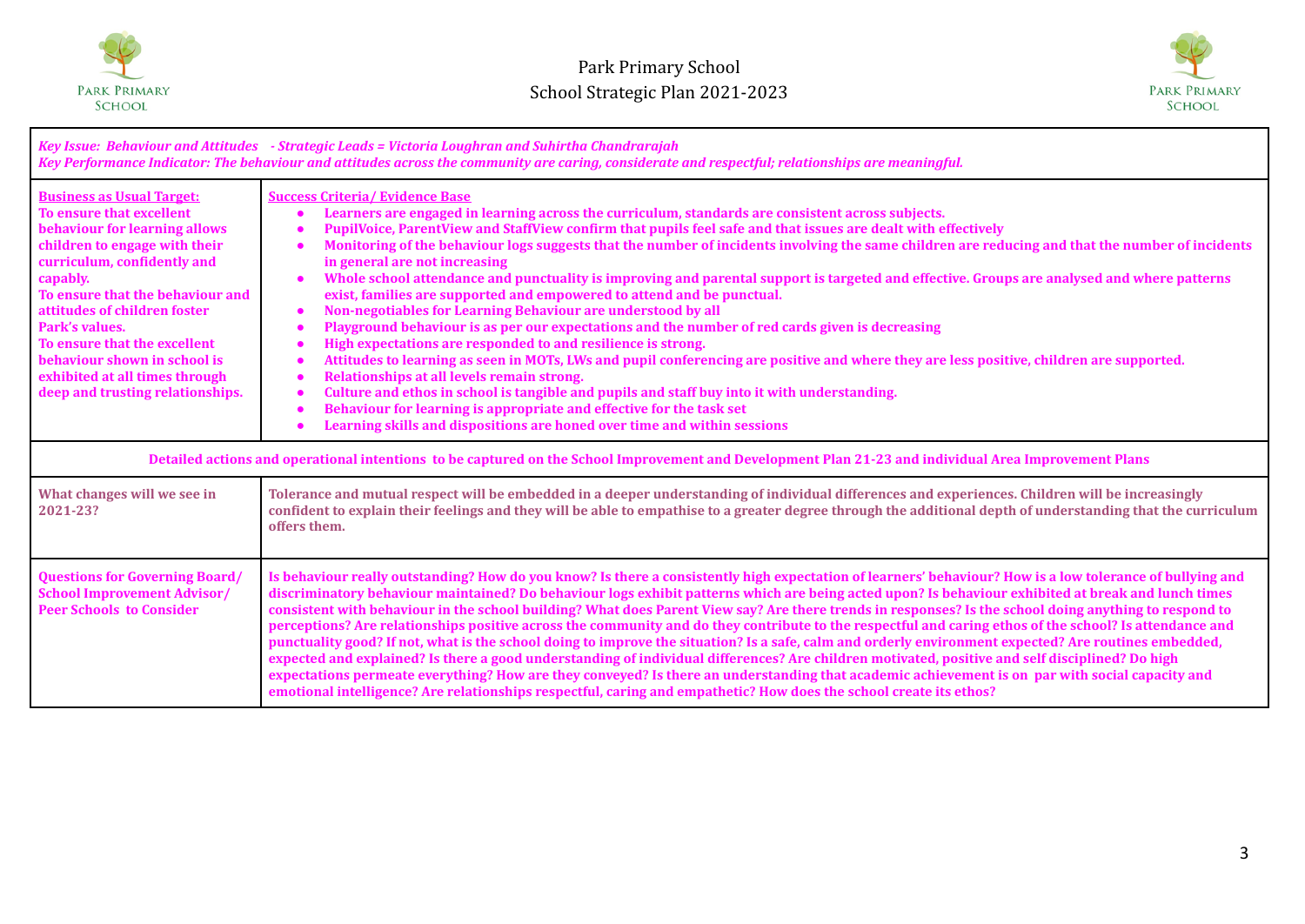# Park Primary School
## School Strategic Plan 2021-2023

*Key Issue: Behaviour and Attitudes - Strategic Leads = Victoria Loughran and Suhirtha Chandrarajah*
*Key Performance Indicator: The behaviour and attitudes across the community are caring, considerate and respectful; relationships are meaningful.*

| **Business as Usual Target:** | **Success Criteria/ Evidence Base** |
|---|---|
| **To ensure that excellent behaviour for learning allows children to engage with their curriculum, confidently and capably.**<br>**To ensure that the behaviour and attitudes of children foster Park's values.**<br>**To ensure that the excellent behaviour shown in school is exhibited at all times through deep and trusting relationships.** | • **Learners are engaged in learning across the curriculum, standards are consistent across subjects.**<br>• **PupilVoice, ParentView and StaffView confirm that pupils feel safe and that issues are dealt with effectively**<br>• **Monitoring of the behaviour logs suggests that the number of incidents involving the same children are reducing and that the number of incidents in general are not increasing**<br>• **Whole school attendance and punctuality is improving and parental support is targeted and effective. Groups are analysed and where patterns exist, families are supported and empowered to attend and be punctual.**<br>• **Non-negotiables for Learning Behaviour are understood by all**<br>• **Playground behaviour is as per our expectations and the number of red cards given is decreasing**<br>• **High expectations are responded to and resilience is strong.**<br>• **Attitudes to learning as seen in MOTs, LWs and pupil conferencing are positive and where they are less positive, children are supported.**<br>• **Relationships at all levels remain strong.**<br>• **Culture and ethos in school is tangible and pupils and staff buy into it with understanding.**<br>• **Behaviour for learning is appropriate and effective for the task set**<br>• **Learning skills and dispositions are honed over time and within sessions** |
| **Detailed actions and operational intentions to be captured on the School Improvement and Development Plan 21-23 and individual Area Improvement Plans** | |
| **What changes will we see in 2021-23?** | **Tolerance and mutual respect will be embedded in a deeper understanding of individual differences and experiences. Children will be increasingly confident to explain their feelings and they will be able to empathise to a greater degree through the additional depth of understanding that the curriculum offers them.** |
| **Questions for Governing Board/ School Improvement Advisor/ Peer Schools to Consider** | **Is behaviour really outstanding? How do you know? Is there a consistently high expectation of learners' behaviour? How is a low tolerance of bullying and discriminatory behaviour maintained? Do behaviour logs exhibit patterns which are being acted upon? Is behaviour exhibited at break and lunch times consistent with behaviour in the school building? What does Parent View say? Are there trends in responses? Is the school doing anything to respond to perceptions? Are relationships positive across the community and do they contribute to the respectful and caring ethos of the school? Is attendance and punctuality good? If not, what is the school doing to improve the situation? Is a safe, calm and orderly environment expected? Are routines embedded, expected and explained? Is there a good understanding of individual differences? Are children motivated, positive and self disciplined? Do high expectations permeate everything? How are they conveyed? Is there an understanding that academic achievement is on par with social capacity and emotional intelligence? Are relationships respectful, caring and empathetic? How does the school create its ethos?** |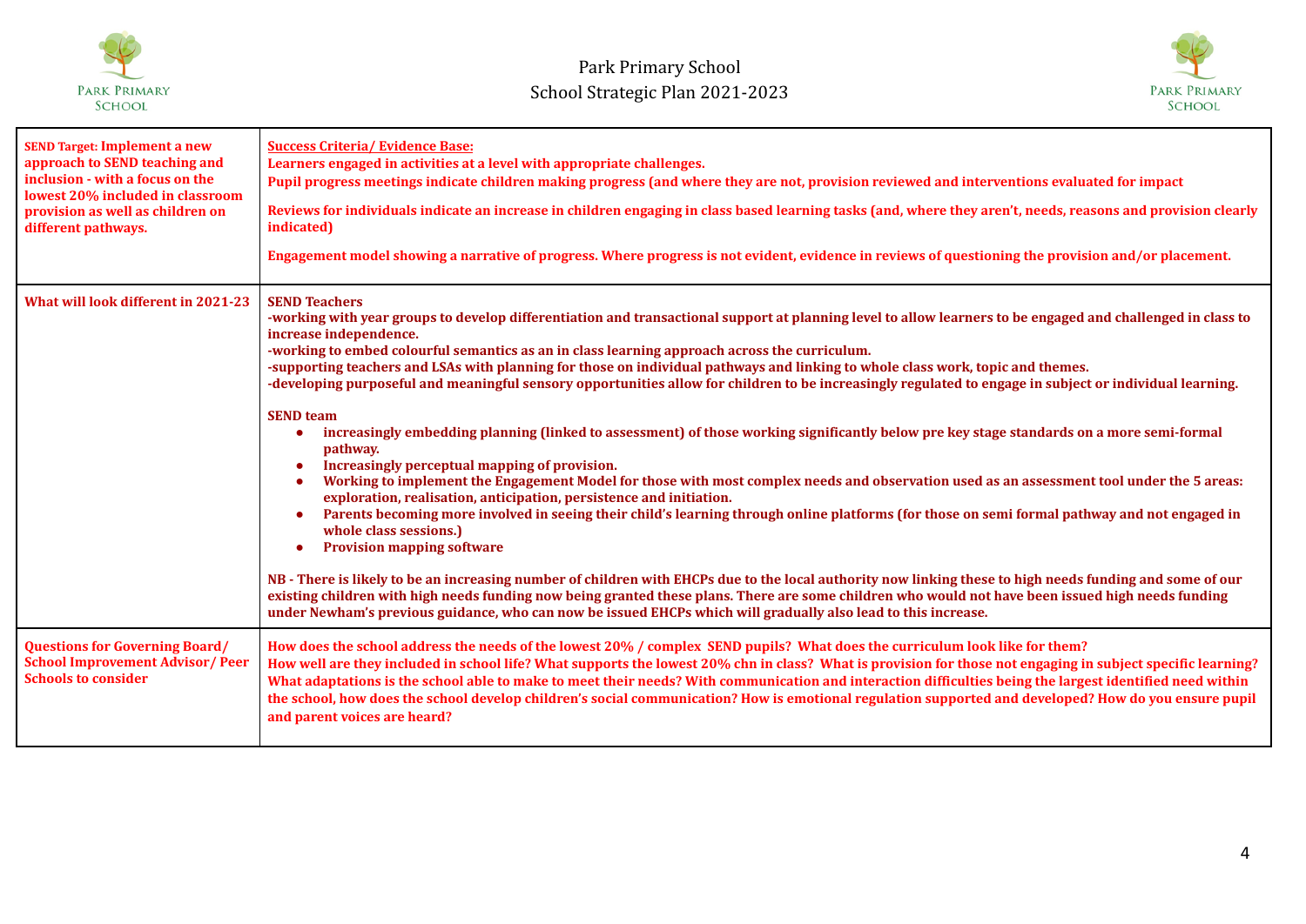Park Primary School
School Strategic Plan 2021-2023

| **SEND Target: Implement a new approach to SEND teaching and inclusion - with a focus on the lowest 20% included in classroom provision as well as children on different pathways.** | **Success Criteria/ Evidence Base:**<br>**Learners engaged in activities at a level with appropriate challenges.**<br>**Pupil progress meetings indicate children making progress (and where they are not, provision reviewed and interventions evaluated for impact**<br>**Reviews for individuals indicate an increase in children engaging in class based learning tasks (and, where they aren't, needs, reasons and provision clearly indicated)**<br>**Engagement model showing a narrative of progress. Where progress is not evident, evidence in reviews of questioning the provision and/or placement.** |
|---|---|
| **What will look different in 2021-23** | **SEND Teachers**<br>**-working with year groups to develop differentiation and transactional support at planning level to allow learners to be engaged and challenged in class to increase independence.**<br>**-working to embed colourful semantics as an in class learning approach across the curriculum.**<br>**-supporting teachers and LSAs with planning for those on individual pathways and linking to whole class work, topic and themes.**<br>**-developing purposeful and meaningful sensory opportunities allow for children to be increasingly regulated to engage in subject or individual learning.**<br><br>**SEND team**<br>● **increasingly embedding planning (linked to assessment) of those working significantly below pre key stage standards on a more semi-formal pathway.**<br>● **Increasingly perceptual mapping of provision.**<br>● **Working to implement the Engagement Model for those with most complex needs and observation used as an assessment tool under the 5 areas: exploration, realisation, anticipation, persistence and initiation.**<br>● **Parents becoming more involved in seeing their child's learning through online platforms (for those on semi formal pathway and not engaged in whole class sessions.)**<br>● **Provision mapping software**<br><br>**NB - There is likely to be an increasing number of children with EHCPs due to the local authority now linking these to high needs funding and some of our existing children with high needs funding now being granted these plans. There are some children who would not have been issued high needs funding under Newham's previous guidance, who can now be issued EHCPs which will gradually also lead to this increase.** |
| **Questions for Governing Board/ School Improvement Advisor/ Peer Schools to consider** | **How does the school address the needs of the lowest 20% / complex SEND pupils? What does the curriculum look like for them?**<br>**How well are they included in school life? What supports the lowest 20% chn in class? What is provision for those not engaging in subject specific learning? What adaptations is the school able to make to meet their needs? With communication and interaction difficulties being the largest identified need within the school, how does the school develop children's social communication? How is emotional regulation supported and developed? How do you ensure pupil and parent voices are heard?** |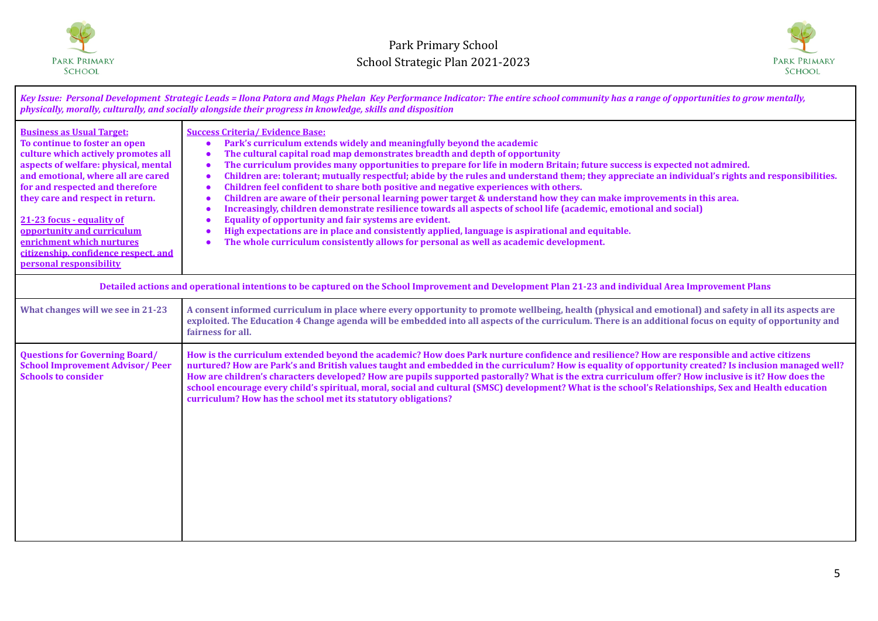Park Primary School
School Strategic Plan 2021-2023

| *Key Issue: Personal Development Strategic Leads = Ilona Patora and Mags Phelan Key Performance Indicator: The entire school community has a range of opportunities to grow mentally, physically, morally, culturally, and socially alongside their progress in knowledge, skills and disposition* | |
|---|---|
| **Business as Usual Target:**<br>**To continue to foster an open culture which actively promotes all aspects of welfare: physical, mental and emotional, where all are cared for and respected and therefore they care and respect in return.**<br><br>**21-23 focus - equality of opportunity and curriculum enrichment which nurtures citizenship, confidence respect, and personal responsibility** | **Success Criteria/ Evidence Base:**<br>• **Park's curriculum extends widely and meaningfully beyond the academic**<br>• **The cultural capital road map demonstrates breadth and depth of opportunity**<br>• **The curriculum provides many opportunities to prepare for life in modern Britain; future success is expected not admired.**<br>• **Children are: tolerant; mutually respectful; abide by the rules and understand them; they appreciate an individual's rights and responsibilities.**<br>• **Children feel confident to share both positive and negative experiences with others.**<br>• **Children are aware of their personal learning power target & understand how they can make improvements in this area.**<br>• **Increasingly, children demonstrate resilience towards all aspects of school life (academic, emotional and social)**<br>• **Equality of opportunity and fair systems are evident.**<br>• **High expectations are in place and consistently applied, language is aspirational and equitable.**<br>• **The whole curriculum consistently allows for personal as well as academic development.** |
| **Detailed actions and operational intentions to be captured on the School Improvement and Development Plan 21-23 and individual Area Improvement Plans** | |
| **What changes will we see in 21-23** | **A consent informed curriculum in place where every opportunity to promote wellbeing, health (physical and emotional) and safety in all its aspects are exploited. The Education 4 Change agenda will be embedded into all aspects of the curriculum. There is an additional focus on equity of opportunity and fairness for all.** |
| **Questions for Governing Board/ School Improvement Advisor/ Peer Schools to consider** | **How is the curriculum extended beyond the academic? How does Park nurture confidence and resilience? How are responsible and active citizens nurtured? How are Park's and British values taught and embedded in the curriculum? How is equality of opportunity created? Is inclusion managed well? How are children's characters developed? How are pupils supported pastorally? What is the extra curriculum offer? How inclusive is it? How does the school encourage every child's spiritual, moral, social and cultural (SMSC) development? What is the school's Relationships, Sex and Health education curriculum? How has the school met its statutory obligations?** |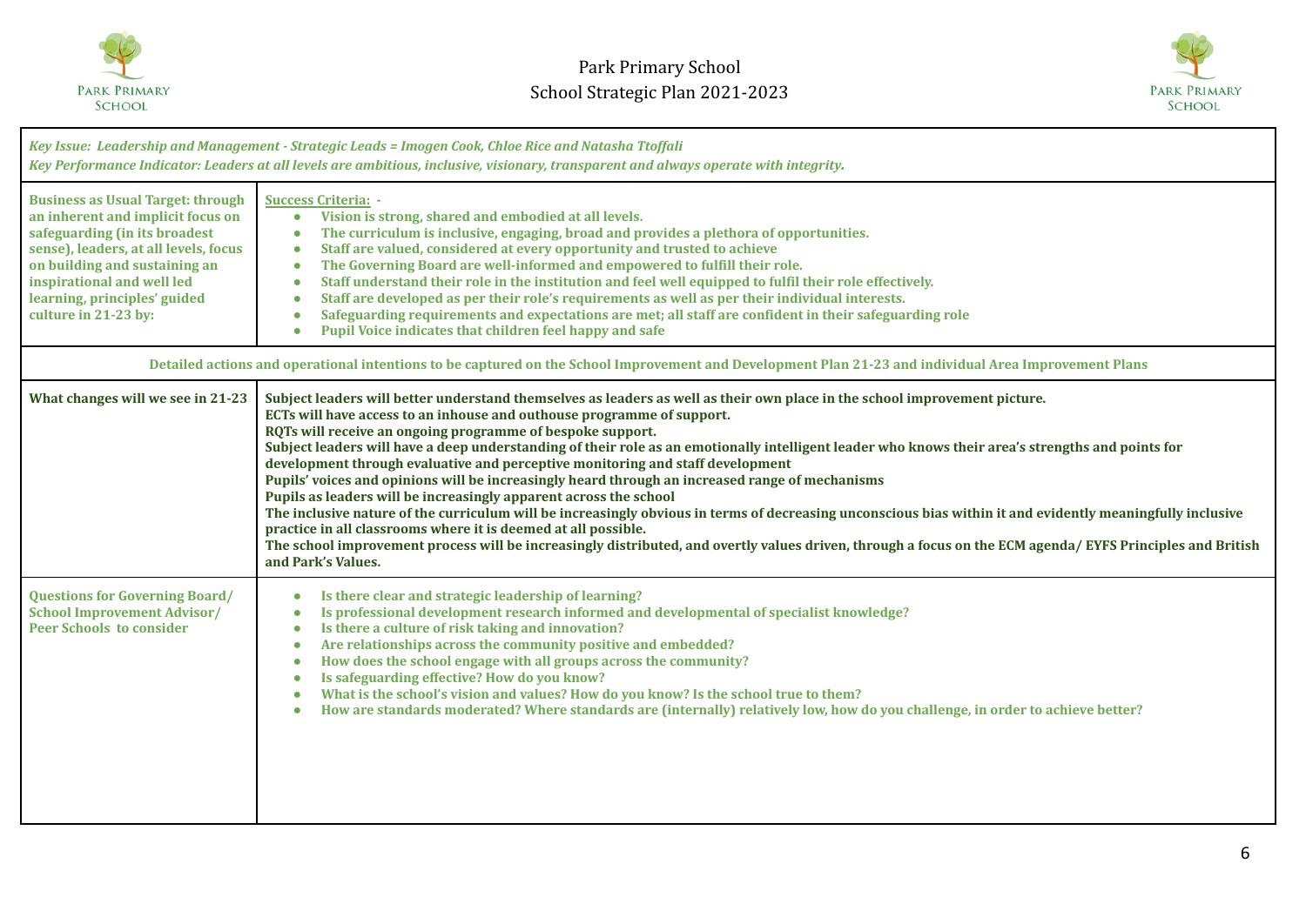# Park Primary School
## School Strategic Plan 2021-2023

*Key Issue: Leadership and Management - Strategic Leads = Imogen Cook, Chloe Rice and Natasha Ttoffali*
*Key Performance Indicator: Leaders at all levels are ambitious, inclusive, visionary, transparent and always operate with integrity.*

| | |
|---|---|
| **Business as Usual Target: through an inherent and implicit focus on safeguarding (in its broadest sense), leaders, at all levels, focus on building and sustaining an inspirational and well led learning, principles' guided culture in 21-23 by:** | **Success Criteria: -**<br>• **Vision is strong, shared and embodied at all levels.**<br>• **The curriculum is inclusive, engaging, broad and provides a plethora of opportunities.**<br>• **Staff are valued, considered at every opportunity and trusted to achieve**<br>• **The Governing Board are well-informed and empowered to fulfill their role.**<br>• **Staff understand their role in the institution and feel well equipped to fulfil their role effectively.**<br>• **Staff are developed as per their role's requirements as well as per their individual interests.**<br>• **Safeguarding requirements and expectations are met; all staff are confident in their safeguarding role**<br>• **Pupil Voice indicates that children feel happy and safe** |
| **Detailed actions and operational intentions to be captured on the School Improvement and Development Plan 21-23 and individual Area Improvement Plans** | |
| **What changes will we see in 21-23** | **Subject leaders will better understand themselves as leaders as well as their own place in the school improvement picture.**<br>**ECTs will have access to an inhouse and outhouse programme of support.**<br>**RQTs will receive an ongoing programme of bespoke support.**<br>**Subject leaders will have a deep understanding of their role as an emotionally intelligent leader who knows their area's strengths and points for development through evaluative and perceptive monitoring and staff development**<br>**Pupils' voices and opinions will be increasingly heard through an increased range of mechanisms**<br>**Pupils as leaders will be increasingly apparent across the school**<br>**The inclusive nature of the curriculum will be increasingly obvious in terms of decreasing unconscious bias within it and evidently meaningfully inclusive practice in all classrooms where it is deemed at all possible.**<br>**The school improvement process will be increasingly distributed, and overtly values driven, through a focus on the ECM agenda/ EYFS Principles and British and Park's Values.** |
| **Questions for Governing Board/ School Improvement Advisor/ Peer Schools to consider** | • **Is there clear and strategic leadership of learning?**<br>• **Is professional development research informed and developmental of specialist knowledge?**<br>• **Is there a culture of risk taking and innovation?**<br>• **Are relationships across the community positive and embedded?**<br>• **How does the school engage with all groups across the community?**<br>• **Is safeguarding effective? How do you know?**<br>• **What is the school's vision and values? How do you know? Is the school true to them?**<br>• **How are standards moderated? Where standards are (internally) relatively low, how do you challenge, in order to achieve better?** |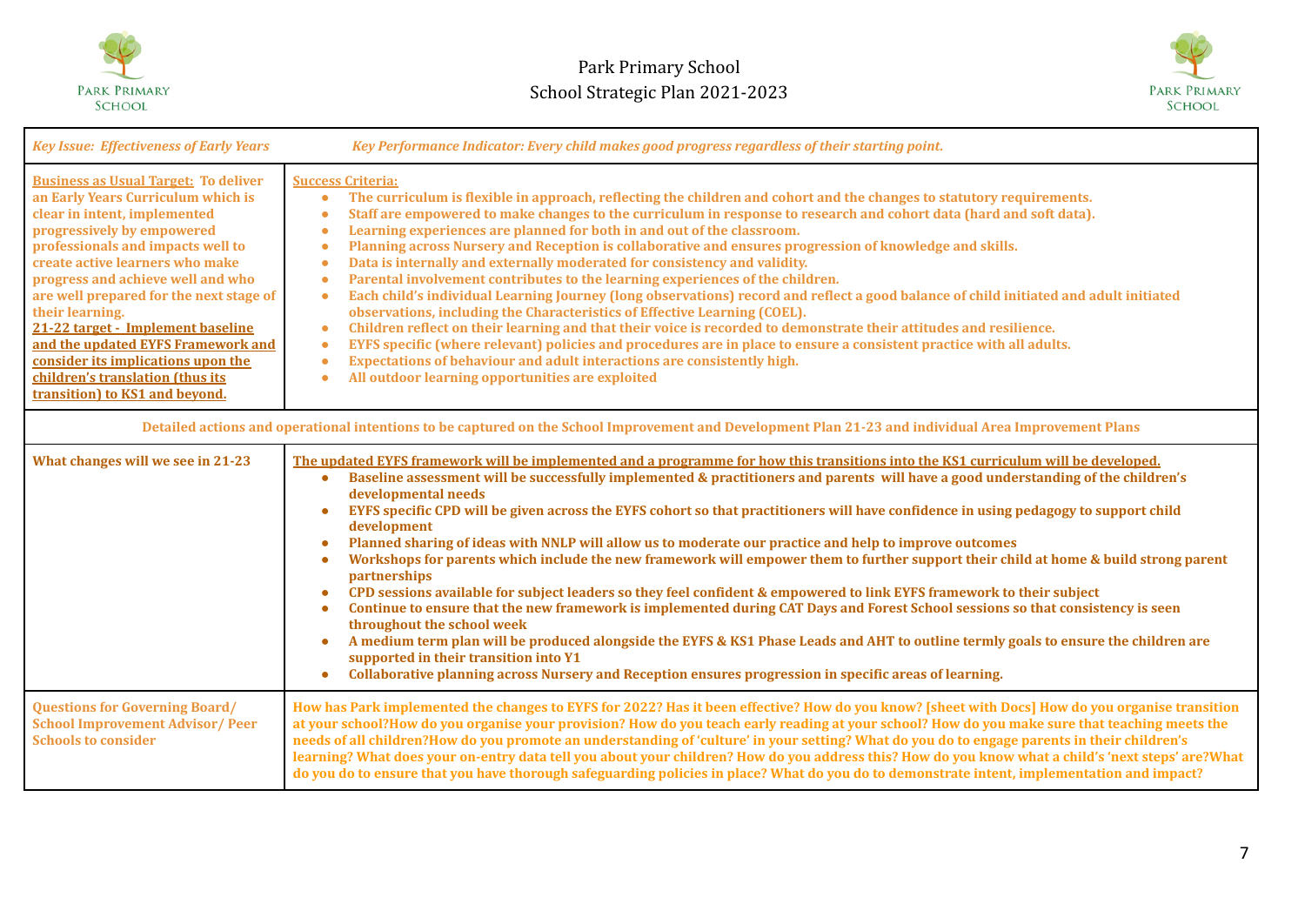# Park Primary School
## School Strategic Plan 2021-2023

| | |
|---|---|
| ***Key Issue: Effectiveness of Early Years*** | ***Key Performance Indicator: Every child makes good progress regardless of their starting point.*** |
| **Business as Usual Target: To deliver an Early Years Curriculum which is clear in intent, implemented progressively by empowered professionals and impacts well to create active learners who make progress and achieve well and who are well prepared for the next stage of their learning.**<br>**21-22 target - Implement baseline and the updated EYFS Framework and consider its implications upon the children's translation (thus its transition) to KS1 and beyond.** | **Success Criteria:**<br>• **The curriculum is flexible in approach, reflecting the children and cohort and the changes to statutory requirements.**<br>• **Staff are empowered to make changes to the curriculum in response to research and cohort data (hard and soft data).**<br>• **Learning experiences are planned for both in and out of the classroom.**<br>• **Planning across Nursery and Reception is collaborative and ensures progression of knowledge and skills.**<br>• **Data is internally and externally moderated for consistency and validity.**<br>• **Parental involvement contributes to the learning experiences of the children.**<br>• **Each child's individual Learning Journey (long observations) record and reflect a good balance of child initiated and adult initiated observations, including the Characteristics of Effective Learning (COEL).**<br>• **Children reflect on their learning and that their voice is recorded to demonstrate their attitudes and resilience.**<br>• **EYFS specific (where relevant) policies and procedures are in place to ensure a consistent practice with all adults.**<br>• **Expectations of behaviour and adult interactions are consistently high.**<br>• **All outdoor learning opportunities are exploited** |
| **Detailed actions and operational intentions to be captured on the School Improvement and Development Plan 21-23 and individual Area Improvement Plans** | |
| **What changes will we see in 21-23** | **The updated EYFS framework will be implemented and a programme for how this transitions into the KS1 curriculum will be developed.**<br>• **Baseline assessment will be successfully implemented & practitioners and parents will have a good understanding of the children's developmental needs**<br>• **EYFS specific CPD will be given across the EYFS cohort so that practitioners will have confidence in using pedagogy to support child development**<br>• **Planned sharing of ideas with NNLP will allow us to moderate our practice and help to improve outcomes**<br>• **Workshops for parents which include the new framework will empower them to further support their child at home & build strong parent partnerships**<br>• **CPD sessions available for subject leaders so they feel confident & empowered to link EYFS framework to their subject**<br>• **Continue to ensure that the new framework is implemented during CAT Days and Forest School sessions so that consistency is seen throughout the school week**<br>• **A medium term plan will be produced alongside the EYFS & KS1 Phase Leads and AHT to outline termly goals to ensure the children are supported in their transition into Y1**<br>• **Collaborative planning across Nursery and Reception ensures progression in specific areas of learning.** |
| **Questions for Governing Board/ School Improvement Advisor/ Peer Schools to consider** | **How has Park implemented the changes to EYFS for 2022? Has it been effective? How do you know? [sheet with Docs] How do you organise transition at your school?How do you organise your provision? How do you teach early reading at your school? How do you make sure that teaching meets the needs of all children?How do you promote an understanding of 'culture' in your setting? What do you do to engage parents in their children's learning? What does your on-entry data tell you about your children? How do you address this? How do you know what a child's 'next steps' are?What do you do to ensure that you have thorough safeguarding policies in place? What do you do to demonstrate intent, implementation and impact?** |